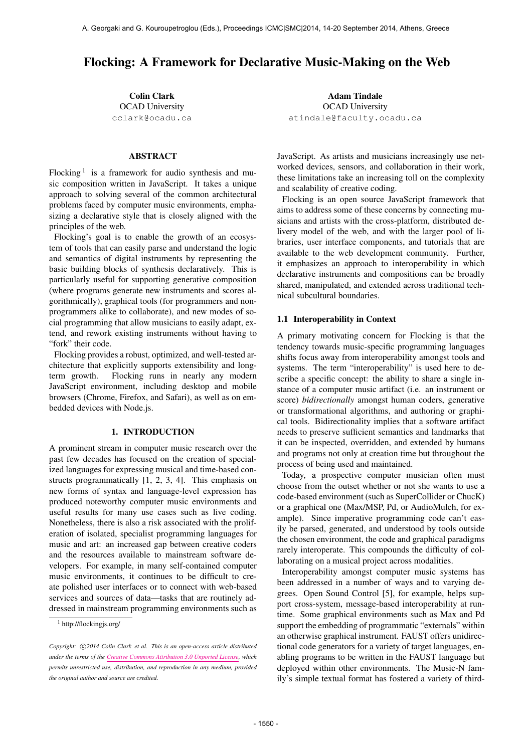# Flocking: A Framework for Declarative Music-Making on the Web

**Colin Clark**
OCAD University
cclark@ocadu.ca

**Adam Tindale**
OCAD University
atindale@faculty.ocadu.ca

## ABSTRACT

Flocking [1] is a framework for audio synthesis and music composition written in JavaScript. It takes a unique approach to solving several of the common architectural problems faced by computer music environments, emphasizing a declarative style that is closely aligned with the principles of the web.

Flocking's goal is to enable the growth of an ecosystem of tools that can easily parse and understand the logic and semantics of digital instruments by representing the basic building blocks of synthesis declaratively. This is particularly useful for supporting generative composition (where programs generate new instruments and scores algorithmically), graphical tools (for programmers and non-programmers alike to collaborate), and new modes of social programming that allow musicians to easily adapt, extend, and rework existing instruments without having to "fork" their code.

Flocking provides a robust, optimized, and well-tested architecture that explicitly supports extensibility and long-term growth. Flocking runs in nearly any modern JavaScript environment, including desktop and mobile browsers (Chrome, Firefox, and Safari), as well as on embedded devices with Node.js.

## 1. INTRODUCTION

A prominent stream in computer music research over the past few decades has focused on the creation of specialized languages for expressing musical and time-based constructs programmatically [1, 2, 3, 4]. This emphasis on new forms of syntax and language-level expression has produced noteworthy computer music environments and useful results for many use cases such as live coding. Nonetheless, there is also a risk associated with the proliferation of isolated, specialist programming languages for music and art: an increased gap between creative coders and the resources available to mainstream software developers. For example, in many self-contained computer music environments, it continues to be difficult to create polished user interfaces or to connect with web-based services and sources of data—tasks that are routinely addressed in mainstream programming environments such as JavaScript. As artists and musicians increasingly use networked devices, sensors, and collaboration in their work, these limitations take an increasing toll on the complexity and scalability of creative coding.

Flocking is an open source JavaScript framework that aims to address some of these concerns by connecting musicians and artists with the cross-platform, distributed delivery model of the web, and with the larger pool of libraries, user interface components, and tutorials that are available to the web development community. Further, it emphasizes an approach to interoperability in which declarative instruments and compositions can be broadly shared, manipulated, and extended across traditional technical subcultural boundaries.

### 1.1 Interoperability in Context

A primary motivating concern for Flocking is that the tendency towards music-specific programming languages shifts focus away from interoperability amongst tools and systems. The term "interoperability" is used here to describe a specific concept: the ability to share a single instance of a computer music artifact (i.e. an instrument or score) *bidirectionally* amongst human coders, generative or transformational algorithms, and authoring or graphical tools. Bidirectionality implies that a software artifact needs to preserve sufficient semantics and landmarks that it can be inspected, overridden, and extended by humans and programs not only at creation time but throughout the process of being used and maintained.

Today, a prospective computer musician often must choose from the outset whether or not she wants to use a code-based environment (such as SuperCollider or ChucK) or a graphical one (Max/MSP, Pd, or AudioMulch, for example). Since imperative programming code can't easily be parsed, generated, and understood by tools outside the chosen environment, the code and graphical paradigms rarely interoperate. This compounds the difficulty of collaborating on a musical project across modalities.

Interoperability amongst computer music systems has been addressed in a number of ways and to varying degrees. Open Sound Control [5], for example, helps support cross-system, message-based interoperability at runtime. Some graphical environments such as Max and Pd support the embedding of programmatic "externals" within an otherwise graphical instrument. FAUST offers unidirectional code generators for a variety of target languages, enabling programs to be written in the FAUST language but deployed within other environments. The Music-N family's simple textual format has fostered a variety of third-

[1] http://flockingjs.org/

*Copyright: ©2014 Colin Clark et al. This is an open-access article distributed under the terms of the Creative Commons Attribution 3.0 Unported License, which permits unrestricted use, distribution, and reproduction in any medium, provided the original author and source are credited.*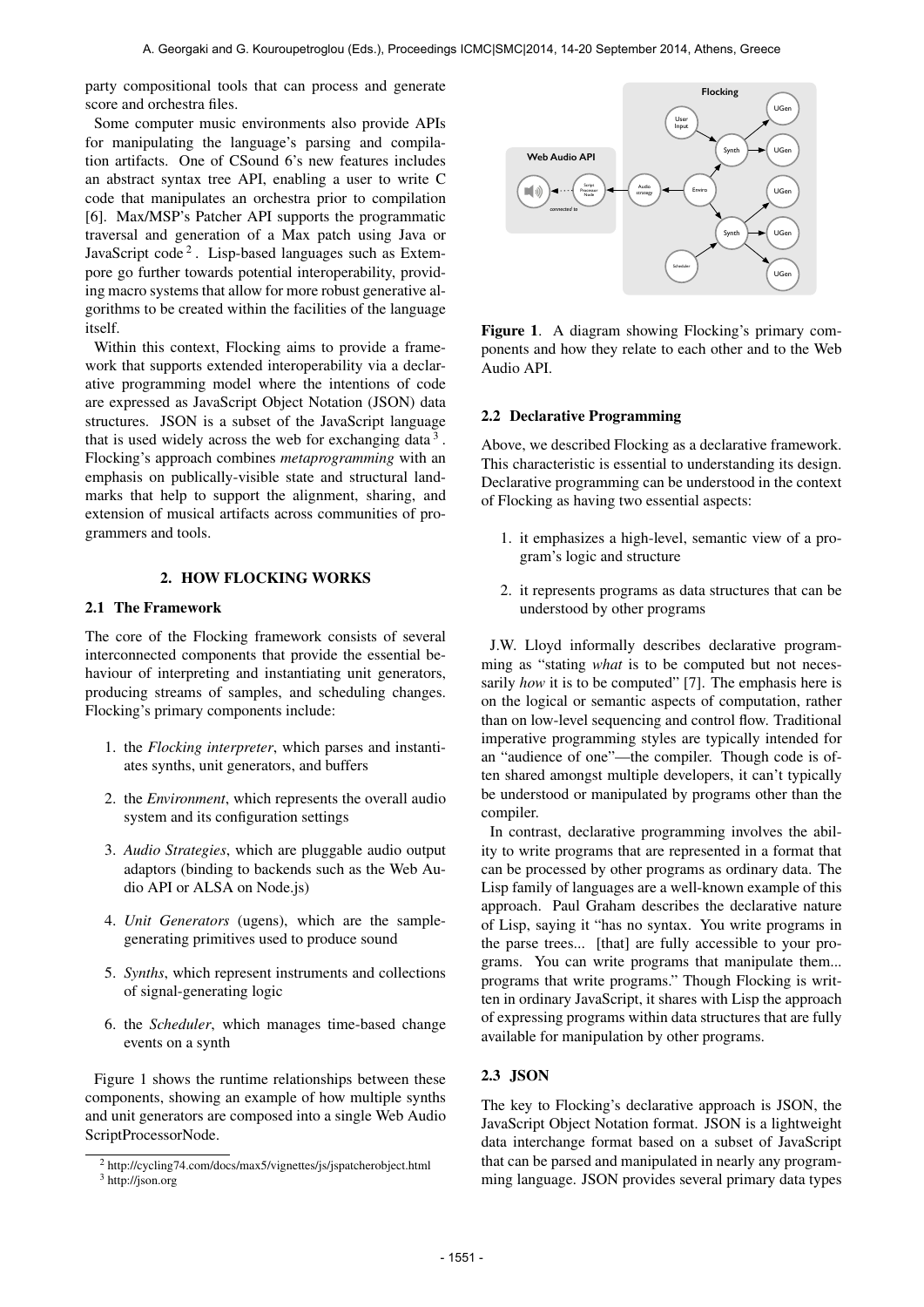party compositional tools that can process and generate score and orchestra files.

Some computer music environments also provide APIs for manipulating the language's parsing and compilation artifacts. One of CSound 6's new features includes an abstract syntax tree API, enabling a user to write C code that manipulates an orchestra prior to compilation [6]. Max/MSP's Patcher API supports the programmatic traversal and generation of a Max patch using Java or JavaScript code [2]. Lisp-based languages such as Extempore go further towards potential interoperability, providing macro systems that allow for more robust generative algorithms to be created within the facilities of the language itself.

Within this context, Flocking aims to provide a framework that supports extended interoperability via a declarative programming model where the intentions of code are expressed as JavaScript Object Notation (JSON) data structures. JSON is a subset of the JavaScript language that is used widely across the web for exchanging data [3]. Flocking's approach combines *metaprogramming* with an emphasis on publically-visible state and structural landmarks that help to support the alignment, sharing, and extension of musical artifacts across communities of programmers and tools.

## 2. HOW FLOCKING WORKS

### 2.1 The Framework

The core of the Flocking framework consists of several interconnected components that provide the essential behaviour of interpreting and instantiating unit generators, producing streams of samples, and scheduling changes. Flocking's primary components include:

1. the *Flocking interpreter*, which parses and instantiates synths, unit generators, and buffers
2. the *Environment*, which represents the overall audio system and its configuration settings
3. *Audio Strategies*, which are pluggable audio output adaptors (binding to backends such as the Web Audio API or ALSA on Node.js)
4. *Unit Generators* (ugens), which are the sample-generating primitives used to produce sound
5. *Synths*, which represent instruments and collections of signal-generating logic
6. the *Scheduler*, which manages time-based change events on a synth

Figure 1 shows the runtime relationships between these components, showing an example of how multiple synths and unit generators are composed into a single Web Audio ScriptProcessorNode.

**Figure 1**. A diagram showing Flocking's primary components and how they relate to each other and to the Web Audio API.

### 2.2 Declarative Programming

Above, we described Flocking as a declarative framework. This characteristic is essential to understanding its design. Declarative programming can be understood in the context of Flocking as having two essential aspects:

1. it emphasizes a high-level, semantic view of a program's logic and structure
2. it represents programs as data structures that can be understood by other programs

J.W. Lloyd informally describes declarative programming as "stating *what* is to be computed but not necessarily *how* it is to be computed" [7]. The emphasis here is on the logical or semantic aspects of computation, rather than on low-level sequencing and control flow. Traditional imperative programming styles are typically intended for an "audience of one"—the compiler. Though code is often shared amongst multiple developers, it can't typically be understood or manipulated by programs other than the compiler.

In contrast, declarative programming involves the ability to write programs that are represented in a format that can be processed by other programs as ordinary data. The Lisp family of languages are a well-known example of this approach. Paul Graham describes the declarative nature of Lisp, saying it "has no syntax. You write programs in the parse trees... [that] are fully accessible to your programs. You can write programs that manipulate them... programs that write programs." Though Flocking is written in ordinary JavaScript, it shares with Lisp the approach of expressing programs within data structures that are fully available for manipulation by other programs.

### 2.3 JSON

The key to Flocking's declarative approach is JSON, the JavaScript Object Notation format. JSON is a lightweight data interchange format based on a subset of JavaScript that can be parsed and manipulated in nearly any programming language. JSON provides several primary data types

[2] http://cycling74.com/docs/max5/vignettes/js/jspatcherobject.html

[3] http://json.org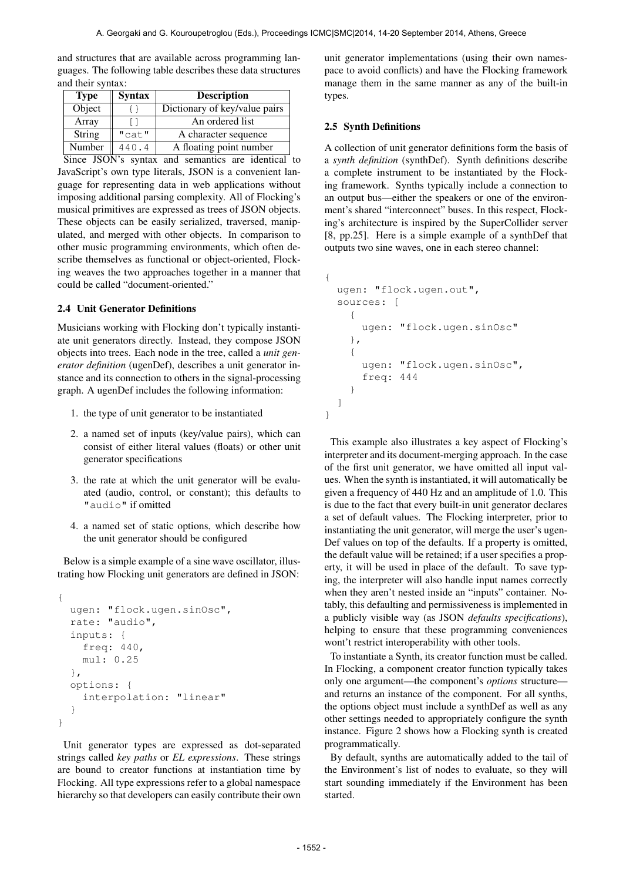and structures that are available across programming languages. The following table describes these data structures and their syntax:

| Type | Syntax | Description |
|---|---|---|
| Object | `{}` | Dictionary of key/value pairs |
| Array | `[]` | An ordered list |
| String | `"cat"` | A character sequence |
| Number | `440.4` | A floating point number |

Since JSON's syntax and semantics are identical to JavaScript's own type literals, JSON is a convenient language for representing data in web applications without imposing additional parsing complexity. All of Flocking's musical primitives are expressed as trees of JSON objects. These objects can be easily serialized, traversed, manipulated, and merged with other objects. In comparison to other music programming environments, which often describe themselves as functional or object-oriented, Flocking weaves the two approaches together in a manner that could be called "document-oriented."

### 2.4 Unit Generator Definitions

Musicians working with Flocking don't typically instantiate unit generators directly. Instead, they compose JSON objects into trees. Each node in the tree, called a *unit generator definition* (ugenDef), describes a unit generator instance and its connection to others in the signal-processing graph. A ugenDef includes the following information:

1. the type of unit generator to be instantiated
2. a named set of inputs (key/value pairs), which can consist of either literal values (floats) or other unit generator specifications
3. the rate at which the unit generator will be evaluated (audio, control, or constant); this defaults to `"audio"` if omitted
4. a named set of static options, which describe how the unit generator should be configured

Below is a simple example of a sine wave oscillator, illustrating how Flocking unit generators are defined in JSON:

```
{
  ugen: "flock.ugen.sinOsc",
  rate: "audio",
  inputs: {
    freq: 440,
    mul: 0.25
  },
  options: {
    interpolation: "linear"
  }
}
```

Unit generator types are expressed as dot-separated strings called *key paths* or *EL expressions*. These strings are bound to creator functions at instantiation time by Flocking. All type expressions refer to a global namespace hierarchy so that developers can easily contribute their own unit generator implementations (using their own namespace to avoid conflicts) and have the Flocking framework manage them in the same manner as any of the built-in types.

### 2.5 Synth Definitions

A collection of unit generator definitions form the basis of a *synth definition* (synthDef). Synth definitions describe a complete instrument to be instantiated by the Flocking framework. Synths typically include a connection to an output bus—either the speakers or one of the environment's shared "interconnect" buses. In this respect, Flocking's architecture is inspired by the SuperCollider server [8, pp.25]. Here is a simple example of a synthDef that outputs two sine waves, one in each stereo channel:

```
{
  ugen: "flock.ugen.out",
  sources: [
    {
      ugen: "flock.ugen.sinOsc"
    },
    {
      ugen: "flock.ugen.sinOsc",
      freq: 444
    }
  ]
}
```

This example also illustrates a key aspect of Flocking's interpreter and its document-merging approach. In the case of the first unit generator, we have omitted all input values. When the synth is instantiated, it will automatically be given a frequency of 440 Hz and an amplitude of 1.0. This is due to the fact that every built-in unit generator declares a set of default values. The Flocking interpreter, prior to instantiating the unit generator, will merge the user's ugenDef values on top of the defaults. If a property is omitted, the default value will be retained; if a user specifies a property, it will be used in place of the default. To save typing, the interpreter will also handle input names correctly when they aren't nested inside an "inputs" container. Notably, this defaulting and permissiveness is implemented in a publicly visible way (as JSON *defaults specifications*), helping to ensure that these programming conveniences wont't restrict interoperability with other tools.

To instantiate a Synth, its creator function must be called. In Flocking, a component creator function typically takes only one argument—the component's *options* structure—and returns an instance of the component. For all synths, the options object must include a synthDef as well as any other settings needed to appropriately configure the synth instance. Figure 2 shows how a Flocking synth is created programmatically.

By default, synths are automatically added to the tail of the Environment's list of nodes to evaluate, so they will start sounding immediately if the Environment has been started.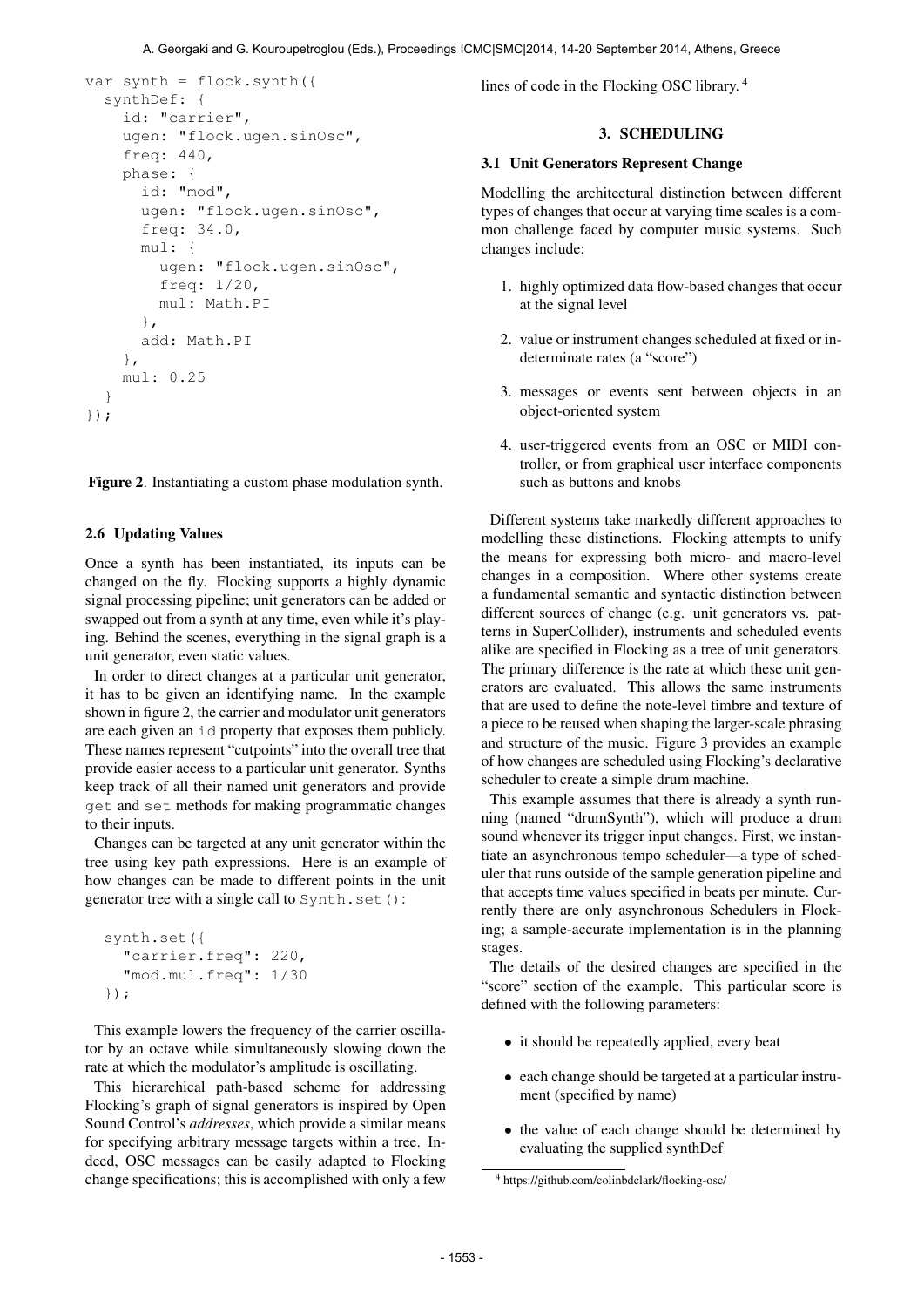```
var synth = flock.synth({
  synthDef: {
    id: "carrier",
    ugen: "flock.ugen.sinOsc",
    freq: 440,
    phase: {
      id: "mod",
      ugen: "flock.ugen.sinOsc",
      freq: 34.0,
      mul: {
        ugen: "flock.ugen.sinOsc",
        freq: 1/20,
        mul: Math.PI
      },
      add: Math.PI
    },
    mul: 0.25
  }
});
```

**Figure 2**. Instantiating a custom phase modulation synth.

### 2.6 Updating Values

Once a synth has been instantiated, its inputs can be changed on the fly. Flocking supports a highly dynamic signal processing pipeline; unit generators can be added or swapped out from a synth at any time, even while it's playing. Behind the scenes, everything in the signal graph is a unit generator, even static values.

In order to direct changes at a particular unit generator, it has to be given an identifying name. In the example shown in figure 2, the carrier and modulator unit generators are each given an `id` property that exposes them publicly. These names represent "cutpoints" into the overall tree that provide easier access to a particular unit generator. Synths keep track of all their named unit generators and provide `get` and `set` methods for making programmatic changes to their inputs.

Changes can be targeted at any unit generator within the tree using key path expressions. Here is an example of how changes can be made to different points in the unit generator tree with a single call to `Synth.set()`:

```
synth.set({
  "carrier.freq": 220,
  "mod.mul.freq": 1/30
});
```

This example lowers the frequency of the carrier oscillator by an octave while simultaneously slowing down the rate at which the modulator's amplitude is oscillating.

This hierarchical path-based scheme for addressing Flocking's graph of signal generators is inspired by Open Sound Control's *addresses*, which provide a similar means for specifying arbitrary message targets within a tree. Indeed, OSC messages can be easily adapted to Flocking change specifications; this is accomplished with only a few lines of code in the Flocking OSC library. [4]

## 3. SCHEDULING

### 3.1 Unit Generators Represent Change

Modelling the architectural distinction between different types of changes that occur at varying time scales is a common challenge faced by computer music systems. Such changes include:

1. highly optimized data flow-based changes that occur at the signal level
2. value or instrument changes scheduled at fixed or indeterminate rates (a "score")
3. messages or events sent between objects in an object-oriented system
4. user-triggered events from an OSC or MIDI controller, or from graphical user interface components such as buttons and knobs

Different systems take markedly different approaches to modelling these distinctions. Flocking attempts to unify the means for expressing both micro- and macro-level changes in a composition. Where other systems create a fundamental semantic and syntactic distinction between different sources of change (e.g. unit generators vs. patterns in SuperCollider), instruments and scheduled events alike are specified in Flocking as a tree of unit generators. The primary difference is the rate at which these unit generators are evaluated. This allows the same instruments that are used to define the note-level timbre and texture of a piece to be reused when shaping the larger-scale phrasing and structure of the music. Figure 3 provides an example of how changes are scheduled using Flocking's declarative scheduler to create a simple drum machine.

This example assumes that there is already a synth running (named "drumSynth"), which will produce a drum sound whenever its trigger input changes. First, we instantiate an asynchronous tempo scheduler—a type of scheduler that runs outside of the sample generation pipeline and that accepts time values specified in beats per minute. Currently there are only asynchronous Schedulers in Flocking; a sample-accurate implementation is in the planning stages.

The details of the desired changes are specified in the "score" section of the example. This particular score is defined with the following parameters:

- it should be repeatedly applied, every beat
- each change should be targeted at a particular instrument (specified by name)
- the value of each change should be determined by evaluating the supplied synthDef

[4] https://github.com/colinbdclark/flocking-osc/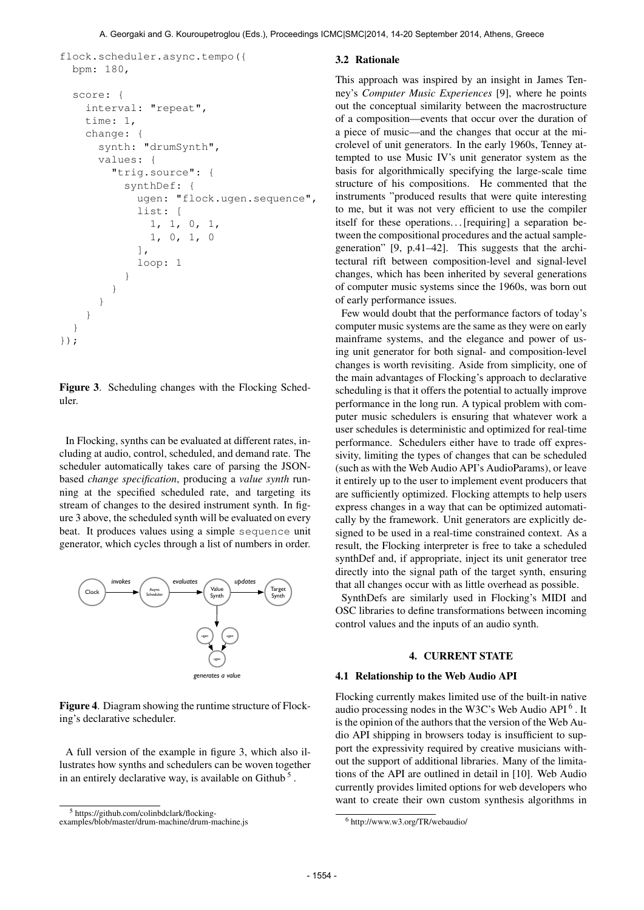```
flock.scheduler.async.tempo({
  bpm: 180,

  score: {
    interval: "repeat",
    time: 1,
    change: {
      synth: "drumSynth",
      values: {
        "trig.source": {
          synthDef: {
            ugen: "flock.ugen.sequence",
            list: [
              1, 1, 0, 1,
              1, 0, 1, 0
            ],
            loop: 1
          }
        }
      }
    }
  }
});
```

**Figure 3**. Scheduling changes with the Flocking Scheduler.

In Flocking, synths can be evaluated at different rates, including at audio, control, scheduled, and demand rate. The scheduler automatically takes care of parsing the JSON-based *change specification*, producing a *value synth* running at the specified scheduled rate, and targeting its stream of changes to the desired instrument synth. In figure 3 above, the scheduled synth will be evaluated on every beat. It produces values using a simple `sequence` unit generator, which cycles through a list of numbers in order.

**Figure 4**. Diagram showing the runtime structure of Flocking's declarative scheduler.

A full version of the example in figure 3, which also illustrates how synths and schedulers can be woven together in an entirely declarative way, is available on Github [5].

[5] https://github.com/colinbdclark/flocking-examples/blob/master/drum-machine/drum-machine.js

### 3.2 Rationale

This approach was inspired by an insight in James Tenney's *Computer Music Experiences* [9], where he points out the conceptual similarity between the macrostructure of a composition—events that occur over the duration of a piece of music—and the changes that occur at the microlevel of unit generators. In the early 1960s, Tenney attempted to use Music IV's unit generator system as the basis for algorithmically specifying the large-scale time structure of his compositions. He commented that the instruments "produced results that were quite interesting to me, but it was not very efficient to use the compiler itself for these operations. . . [requiring] a separation between the compositional procedures and the actual sample-generation" [9, p.41–42]. This suggests that the architectural rift between composition-level and signal-level changes, which has been inherited by several generations of computer music systems since the 1960s, was born out of early performance issues.

Few would doubt that the performance factors of today's computer music systems are the same as they were on early mainframe systems, and the elegance and power of using unit generator for both signal- and composition-level changes is worth revisiting. Aside from simplicity, one of the main advantages of Flocking's approach to declarative scheduling is that it offers the potential to actually improve performance in the long run. A typical problem with computer music schedulers is ensuring that whatever work a user schedules is deterministic and optimized for real-time performance. Schedulers either have to trade off expressivity, limiting the types of changes that can be scheduled (such as with the Web Audio API's AudioParams), or leave it entirely up to the user to implement event producers that are sufficiently optimized. Flocking attempts to help users express changes in a way that can be optimized automatically by the framework. Unit generators are explicitly designed to be used in a real-time constrained context. As a result, the Flocking interpreter is free to take a scheduled synthDef and, if appropriate, inject its unit generator tree directly into the signal path of the target synth, ensuring that all changes occur with as little overhead as possible.

SynthDefs are similarly used in Flocking's MIDI and OSC libraries to define transformations between incoming control values and the inputs of an audio synth.

## 4. CURRENT STATE

### 4.1 Relationship to the Web Audio API

Flocking currently makes limited use of the built-in native audio processing nodes in the W3C's Web Audio API [6]. It is the opinion of the authors that the version of the Web Audio API shipping in browsers today is insufficient to support the expressivity required by creative musicians without the support of additional libraries. Many of the limitations of the API are outlined in detail in [10]. Web Audio currently provides limited options for web developers who want to create their own custom synthesis algorithms in

[6] http://www.w3.org/TR/webaudio/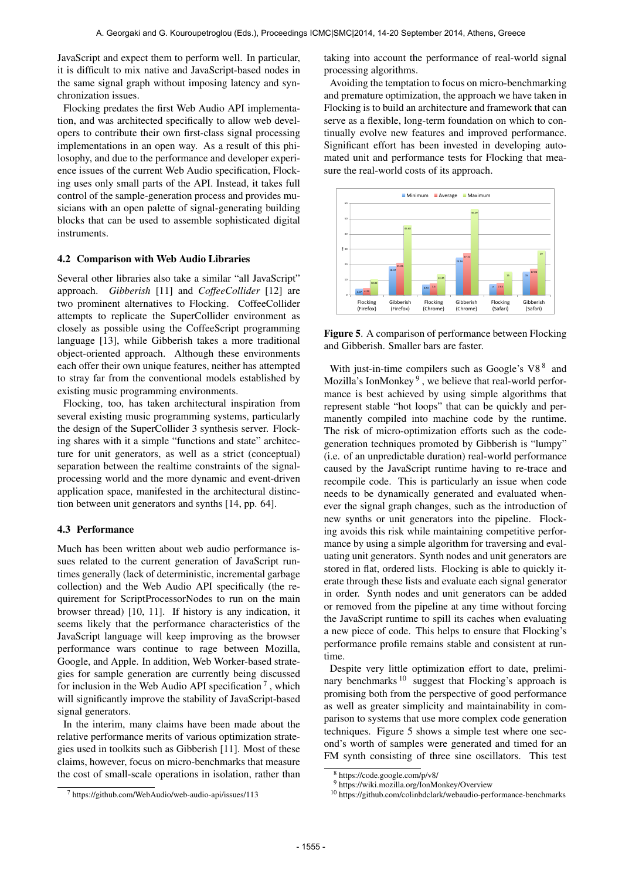JavaScript and expect them to perform well. In particular, it is difficult to mix native and JavaScript-based nodes in the same signal graph without imposing latency and synchronization issues.

Flocking predates the first Web Audio API implementation, and was architected specifically to allow web developers to contribute their own first-class signal processing implementations in an open way. As a result of this philosophy, and due to the performance and developer experience issues of the current Web Audio specification, Flocking uses only small parts of the API. Instead, it takes full control of the sample-generation process and provides musicians with an open palette of signal-generating building blocks that can be used to assemble sophisticated digital instruments.

### 4.2 Comparison with Web Audio Libraries

Several other libraries also take a similar "all JavaScript" approach. *Gibberish* [11] and *CoffeeCollider* [12] are two prominent alternatives to Flocking. CoffeeCollider attempts to replicate the SuperCollider environment as closely as possible using the CoffeeScript programming language [13], while Gibberish takes a more traditional object-oriented approach. Although these environments each offer their own unique features, neither has attempted to stray far from the conventional models established by existing music programming environments.

Flocking, too, has taken architectural inspiration from several existing music programming systems, particularly the design of the SuperCollider 3 synthesis server. Flocking shares with it a simple "functions and state" architecture for unit generators, as well as a strict (conceptual) separation between the realtime constraints of the signal-processing world and the more dynamic and event-driven application space, manifested in the architectural distinction between unit generators and synths [14, pp. 64].

### 4.3 Performance

Much has been written about web audio performance issues related to the current generation of JavaScript runtimes generally (lack of deterministic, incremental garbage collection) and the Web Audio API specifically (the requirement for ScriptProcessorNodes to run on the main browser thread) [10, 11]. If history is any indication, it seems likely that the performance characteristics of the JavaScript language will keep improving as the browser performance wars continue to rage between Mozilla, Google, and Apple. In addition, Web Worker-based strategies for sample generation are currently being discussed for inclusion in the Web Audio API specification [7], which will significantly improve the stability of JavaScript-based signal generators.

In the interim, many claims have been made about the relative performance merits of various optimization strategies used in toolkits such as Gibberish [11]. Most of these claims, however, focus on micro-benchmarks that measure the cost of small-scale operations in isolation, rather than taking into account the performance of real-world signal processing algorithms.

Avoiding the temptation to focus on micro-benchmarking and premature optimization, the approach we have taken in Flocking is to build an architecture and framework that can serve as a flexible, long-term foundation on which to continually evolve new features and improved performance. Significant effort has been invested in developing automated unit and performance tests for Flocking that measure the real-world costs of its approach.

**Figure 5**. A comparison of performance between Flocking and Gibberish. Smaller bars are faster.

With just-in-time compilers such as Google's V8 [8] and Mozilla's IonMonkey [9], we believe that real-world performance is best achieved by using simple algorithms that represent stable "hot loops" that can be quickly and permanently compiled into machine code by the runtime. The risk of micro-optimization efforts such as the code-generation techniques promoted by Gibberish is "lumpy" (i.e. of an unpredictable duration) real-world performance caused by the JavaScript runtime having to re-trace and recompile code. This is particularly an issue when code needs to be dynamically generated and evaluated whenever the signal graph changes, such as the introduction of new synths or unit generators into the pipeline. Flocking avoids this risk while maintaining competitive performance by using a simple algorithm for traversing and evaluating unit generators. Synth nodes and unit generators are stored in flat, ordered lists. Flocking is able to quickly iterate through these lists and evaluate each signal generator in order. Synth nodes and unit generators can be added or removed from the pipeline at any time without forcing the JavaScript runtime to spill its caches when evaluating a new piece of code. This helps to ensure that Flocking's performance profile remains stable and consistent at runtime.

Despite very little optimization effort to date, preliminary benchmarks [10] suggest that Flocking's approach is promising both from the perspective of good performance as well as greater simplicity and maintainability in comparison to systems that use more complex code generation techniques. Figure 5 shows a simple test where one second's worth of samples were generated and timed for an FM synth consisting of three sine oscillators. This test

[7] https://github.com/WebAudio/web-audio-api/issues/113

[8] https://code.google.com/p/v8/

[9] https://wiki.mozilla.org/IonMonkey/Overview

[10] https://github.com/colinbdclark/webaudio-performance-benchmarks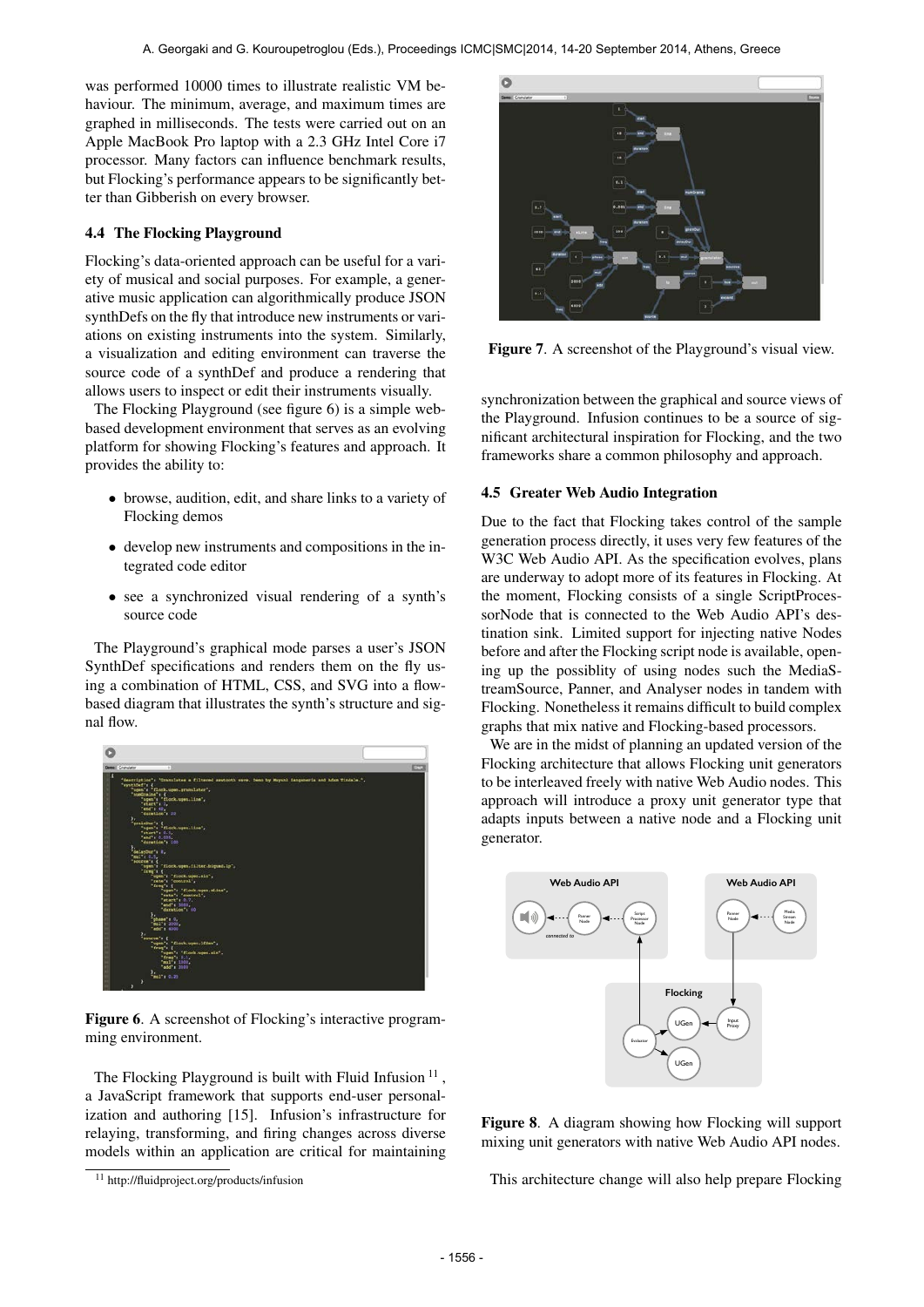was performed 10000 times to illustrate realistic VM behaviour. The minimum, average, and maximum times are graphed in milliseconds. The tests were carried out on an Apple MacBook Pro laptop with a 2.3 GHz Intel Core i7 processor. Many factors can influence benchmark results, but Flocking's performance appears to be significantly better than Gibberish on every browser.

### 4.4 The Flocking Playground

Flocking's data-oriented approach can be useful for a variety of musical and social purposes. For example, a generative music application can algorithmically produce JSON synthDefs on the fly that introduce new instruments or variations on existing instruments into the system. Similarly, a visualization and editing environment can traverse the source code of a synthDef and produce a rendering that allows users to inspect or edit their instruments visually.

The Flocking Playground (see figure 6) is a simple web-based development environment that serves as an evolving platform for showing Flocking's features and approach. It provides the ability to:

- browse, audition, edit, and share links to a variety of Flocking demos
- develop new instruments and compositions in the integrated code editor
- see a synchronized visual rendering of a synth's source code

The Playground's graphical mode parses a user's JSON SynthDef specifications and renders them on the fly using a combination of HTML, CSS, and SVG into a flow-based diagram that illustrates the synth's structure and signal flow.

**Figure 6**. A screenshot of Flocking's interactive programming environment.

The Flocking Playground is built with Fluid Infusion [11], a JavaScript framework that supports end-user personalization and authoring [15]. Infusion's infrastructure for relaying, transforming, and firing changes across diverse models within an application are critical for maintaining synchronization between the graphical and source views of the Playground. Infusion continues to be a source of significant architectural inspiration for Flocking, and the two frameworks share a common philosophy and approach.

**Figure 7**. A screenshot of the Playground's visual view.

### 4.5 Greater Web Audio Integration

Due to the fact that Flocking takes control of the sample generation process directly, it uses very few features of the W3C Web Audio API. As the specification evolves, plans are underway to adopt more of its features in Flocking. At the moment, Flocking consists of a single ScriptProcessorNode that is connected to the Web Audio API's destination sink. Limited support for injecting native Nodes before and after the Flocking script node is available, opening up the possiblity of using nodes such the MediaStreamSource, Panner, and Analyser nodes in tandem with Flocking. Nonetheless it remains difficult to build complex graphs that mix native and Flocking-based processors.

We are in the midst of planning an updated version of the Flocking architecture that allows Flocking unit generators to be interleaved freely with native Web Audio nodes. This approach will introduce a proxy unit generator type that adapts inputs between a native node and a Flocking unit generator.

**Figure 8**. A diagram showing how Flocking will support mixing unit generators with native Web Audio API nodes.

This architecture change will also help prepare Flocking

[11] http://fluidproject.org/products/infusion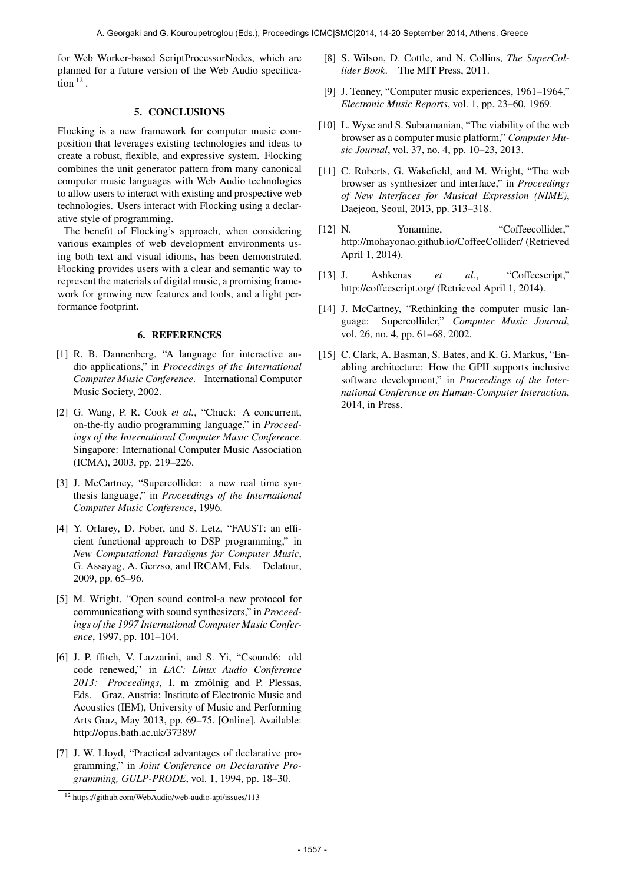for Web Worker-based ScriptProcessorNodes, which are planned for a future version of the Web Audio specification [12].

## 5. CONCLUSIONS

Flocking is a new framework for computer music composition that leverages existing technologies and ideas to create a robust, flexible, and expressive system. Flocking combines the unit generator pattern from many canonical computer music languages with Web Audio technologies to allow users to interact with existing and prospective web technologies. Users interact with Flocking using a declarative style of programming.

The benefit of Flocking's approach, when considering various examples of web development environments using both text and visual idioms, has been demonstrated. Flocking provides users with a clear and semantic way to represent the materials of digital music, a promising framework for growing new features and tools, and a light performance footprint.

## 6. REFERENCES

[1] R. B. Dannenberg, "A language for interactive audio applications," in *Proceedings of the International Computer Music Conference*. International Computer Music Society, 2002.

[2] G. Wang, P. R. Cook *et al.*, "Chuck: A concurrent, on-the-fly audio programming language," in *Proceedings of the International Computer Music Conference*. Singapore: International Computer Music Association (ICMA), 2003, pp. 219–226.

[3] J. McCartney, "Supercollider: a new real time synthesis language," in *Proceedings of the International Computer Music Conference*, 1996.

[4] Y. Orlarey, D. Fober, and S. Letz, "FAUST: an efficient functional approach to DSP programming," in *New Computational Paradigms for Computer Music*, G. Assayag, A. Gerzso, and IRCAM, Eds. Delatour, 2009, pp. 65–96.

[5] M. Wright, "Open sound control-a new protocol for communicationg with sound synthesizers," in *Proceedings of the 1997 International Computer Music Conference*, 1997, pp. 101–104.

[6] J. P. ffitch, V. Lazzarini, and S. Yi, "Csound6: old code renewed," in *LAC: Linux Audio Conference 2013: Proceedings*, I. m zmölnig and P. Plessas, Eds. Graz, Austria: Institute of Electronic Music and Acoustics (IEM), University of Music and Performing Arts Graz, May 2013, pp. 69–75. [Online]. Available: http://opus.bath.ac.uk/37389/

[7] J. W. Lloyd, "Practical advantages of declarative programming," in *Joint Conference on Declarative Programming, GULP-PRODE*, vol. 1, 1994, pp. 18–30.

[8] S. Wilson, D. Cottle, and N. Collins, *The SuperCollider Book*. The MIT Press, 2011.

[9] J. Tenney, "Computer music experiences, 1961–1964," *Electronic Music Reports*, vol. 1, pp. 23–60, 1969.

[10] L. Wyse and S. Subramanian, "The viability of the web browser as a computer music platform," *Computer Music Journal*, vol. 37, no. 4, pp. 10–23, 2013.

[11] C. Roberts, G. Wakefield, and M. Wright, "The web browser as synthesizer and interface," in *Proceedings of New Interfaces for Musical Expression (NIME)*, Daejeon, Seoul, 2013, pp. 313–318.

[12] N. Yonamine, "Coffeecollider," http://mohayonao.github.io/CoffeeCollider/ (Retrieved April 1, 2014).

[13] J. Ashkenas *et al.*, "Coffeescript," http://coffeescript.org/ (Retrieved April 1, 2014).

[14] J. McCartney, "Rethinking the computer music language: Supercollider," *Computer Music Journal*, vol. 26, no. 4, pp. 61–68, 2002.

[15] C. Clark, A. Basman, S. Bates, and K. G. Markus, "Enabling architecture: How the GPII supports inclusive software development," in *Proceedings of the International Conference on Human-Computer Interaction*, 2014, in Press.

[12] https://github.com/WebAudio/web-audio-api/issues/113